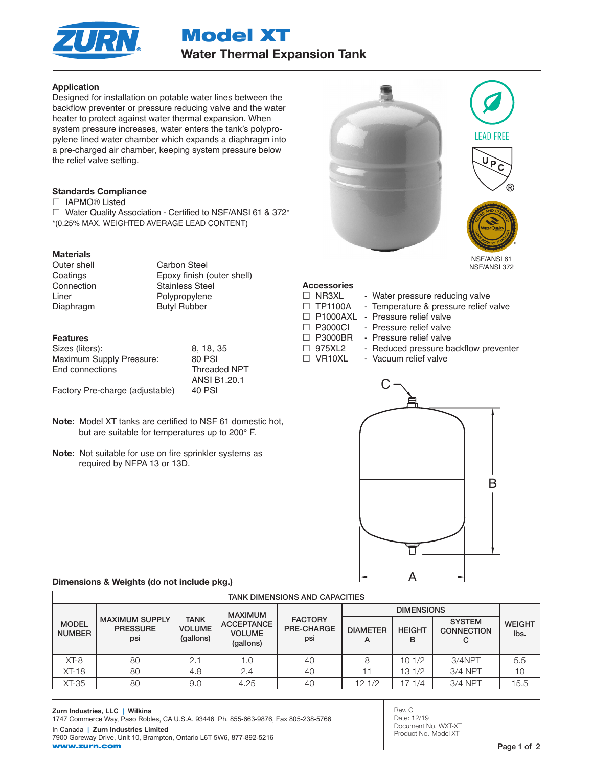# Model XT

## Water Thermal Expansion Tank

### Application

Designed for installation on potable water lines between the backflow preventer or pressure reducing valve and the water heater to protect against water thermal expansion. When system pressure increases, water enters the tank's polypropylene lined water chamber which expands a diaphragm into a pre-charged air chamber, keeping system pressure below the relief valve setting.

### Standards Compliance

☐ IAPMO® Listed
☐ Water Quality Association - Certified to NSF/ANSI 61 & 372*
*(0.25% MAX. WEIGHTED AVERAGE LEAD CONTENT)

LEAD FREE

NSF/ANSI 61
NSF/ANSI 372

### Materials

| | |
|---|---|
| Outer shell | Carbon Steel |
| Coatings | Epoxy finish (outer shell) |
| Connection | Stainless Steel |
| Liner | Polypropylene |
| Diaphragm | Butyl Rubber |

### Features

| | |
|---|---|
| Sizes (liters): | 8, 18, 35 |
| Maximum Supply Pressure: | 80 PSI |
| End connections | Threaded NPT ANSI B1.20.1 |
| Factory Pre-charge (adjustable) | 40 PSI |

**Note:** Model XT tanks are certified to NSF 61 domestic hot, but are suitable for temperatures up to 200° F.

**Note:** Not suitable for use on fire sprinkler systems as required by NFPA 13 or 13D.

### Accessories

☐ NR3XL - Water pressure reducing valve
☐ TP1100A - Temperature & pressure relief valve
☐ P1000AXL - Pressure relief valve
☐ P3000CI - Pressure relief valve
☐ P3000BR - Pressure relief valve
☐ 975XL2 - Reduced pressure backflow preventer
☐ VR10XL - Vacuum relief valve

### Dimensions & Weights (do not include pkg.)

TANK DIMENSIONS AND CAPACITIES

| MODEL NUMBER | MAXIMUM SUPPLY PRESSURE psi | TANK VOLUME (gallons) | MAXIMUM ACCEPTANCE VOLUME (gallons) | FACTORY PRE-CHARGE psi | DIMENSIONS | | | WEIGHT lbs. |
|---|---|---|---|---|---|---|---|---|
| | | | | | DIAMETER A | HEIGHT B | SYSTEM CONNECTION C | |
| XT-8 | 80 | 2.1 | 1.0 | 40 | 8 | 10 1/2 | 3/4NPT | 5.5 |
| XT-18 | 80 | 4.8 | 2.4 | 40 | 11 | 13 1/2 | 3/4 NPT | 10 |
| XT-35 | 80 | 9.0 | 4.25 | 40 | 12 1/2 | 17 1/4 | 3/4 NPT | 15.5 |

**Zurn Industries, LLC | Wilkins**
1747 Commerce Way, Paso Robles, CA U.S.A. 93446 Ph. 855-663-9876, Fax 805-238-5766
In Canada | **Zurn Industries Limited**
7900 Goreway Drive, Unit 10, Brampton, Ontario L6T 5W6, 877-892-5216
**www.zurn.com**

Rev. C
Date: 12/19
Document No. WXT-XT
Product No. Model XT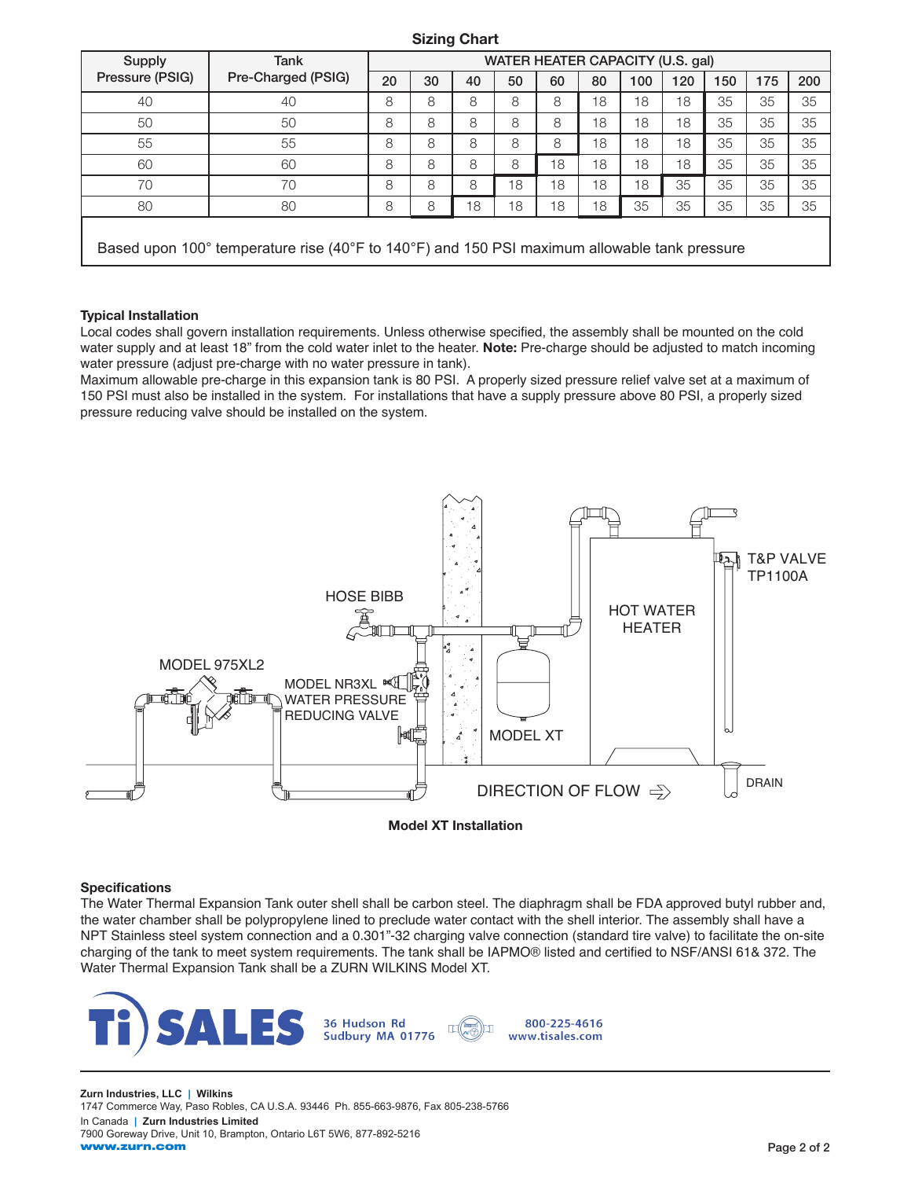## Sizing Chart

| Supply Pressure (PSIG) | Tank Pre-Charged (PSIG) | WATER HEATER CAPACITY (U.S. gal) | | | | | | | | | | |
|---|---|---|---|---|---|---|---|---|---|---|---|---|
| | | 20 | 30 | 40 | 50 | 60 | 80 | 100 | 120 | 150 | 175 | 200 |
| 40 | 40 | 8 | 8 | 8 | 8 | 8 | 18 | 18 | 18 | 35 | 35 | 35 |
| 50 | 50 | 8 | 8 | 8 | 8 | 8 | 18 | 18 | 18 | 35 | 35 | 35 |
| 55 | 55 | 8 | 8 | 8 | 8 | 8 | 18 | 18 | 18 | 35 | 35 | 35 |
| 60 | 60 | 8 | 8 | 8 | 8 | 18 | 18 | 18 | 18 | 35 | 35 | 35 |
| 70 | 70 | 8 | 8 | 8 | 18 | 18 | 18 | 18 | 35 | 35 | 35 | 35 |
| 80 | 80 | 8 | 8 | 18 | 18 | 18 | 18 | 35 | 35 | 35 | 35 | 35 |

Based upon 100° temperature rise (40°F to 140°F) and 150 PSI maximum allowable tank pressure

### Typical Installation

Local codes shall govern installation requirements. Unless otherwise specified, the assembly shall be mounted on the cold water supply and at least 18" from the cold water inlet to the heater. **Note:** Pre-charge should be adjusted to match incoming water pressure (adjust pre-charge with no water pressure in tank).

Maximum allowable pre-charge in this expansion tank is 80 PSI. A properly sized pressure relief valve set at a maximum of 150 PSI must also be installed in the system. For installations that have a supply pressure above 80 PSI, a properly sized pressure reducing valve should be installed on the system.

HOSE BIBB

MODEL 975XL2

MODEL NR3XL WATER PRESSURE REDUCING VALVE

MODEL XT

HOT WATER HEATER

T&P VALVE TP1100A

DRAIN

DIRECTION OF FLOW

**Model XT Installation**

### Specifications

The Water Thermal Expansion Tank outer shell shall be carbon steel. The diaphragm shall be FDA approved butyl rubber and, the water chamber shall be polypropylene lined to preclude water contact with the shell interior. The assembly shall have a NPT Stainless steel system connection and a 0.301"-32 charging valve connection (standard tire valve) to facilitate the on-site charging of the tank to meet system requirements. The tank shall be IAPMO® listed and certified to NSF/ANSI 61& 372. The Water Thermal Expansion Tank shall be a ZURN WILKINS Model XT.

Ti SALES 36 Hudson Rd Sudbury MA 01776 800-225-4616 www.tisales.com

**Zurn Industries, LLC | Wilkins**
1747 Commerce Way, Paso Robles, CA U.S.A. 93446 Ph. 855-663-9876, Fax 805-238-5766
In Canada | **Zurn Industries Limited**
7900 Goreway Drive, Unit 10, Brampton, Ontario L6T 5W6, 877-892-5216
**www.zurn.com**